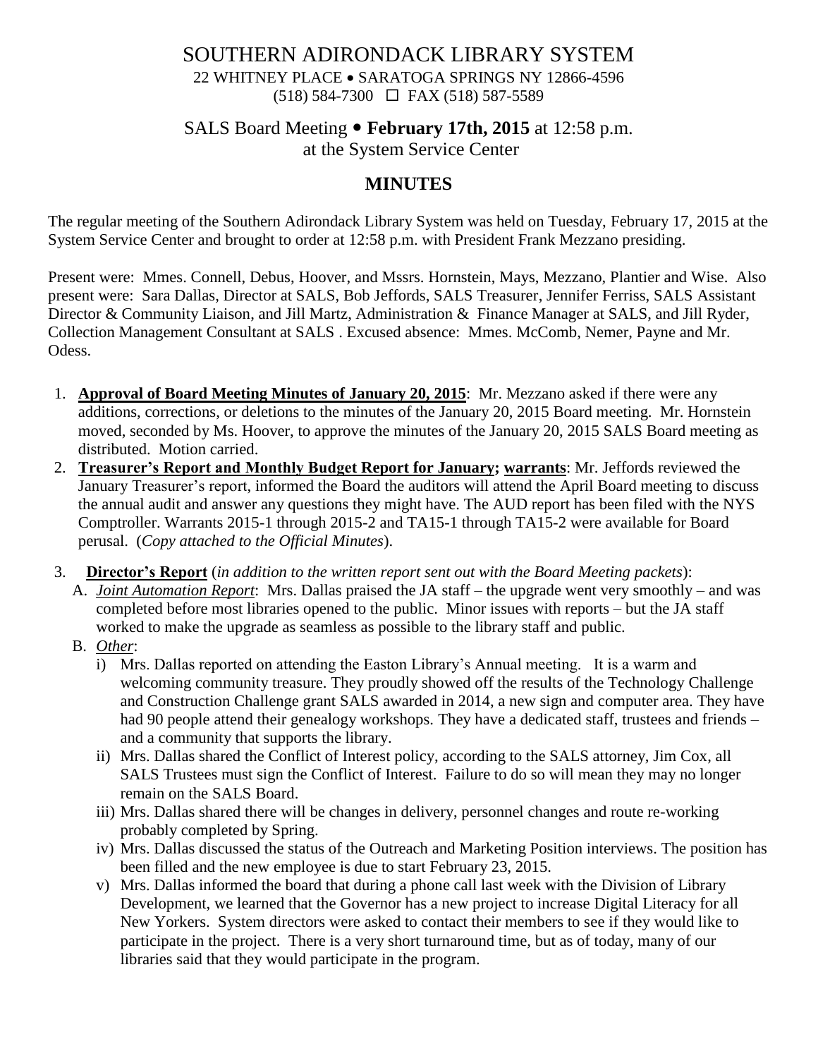# SOUTHERN ADIRONDACK LIBRARY SYSTEM

22 WHITNEY PLACE • SARATOGA SPRINGS NY 12866-4596
(518) 584-7300 ☐ FAX (518) 587-5589

## SALS Board Meeting • **February 17th, 2015** at 12:58 p.m.

at the System Service Center

## MINUTES

The regular meeting of the Southern Adirondack Library System was held on Tuesday, February 17, 2015 at the System Service Center and brought to order at 12:58 p.m. with President Frank Mezzano presiding.

Present were: Mmes. Connell, Debus, Hoover, and Mssrs. Hornstein, Mays, Mezzano, Plantier and Wise. Also present were: Sara Dallas, Director at SALS, Bob Jeffords, SALS Treasurer, Jennifer Ferriss, SALS Assistant Director & Community Liaison, and Jill Martz, Administration & Finance Manager at SALS, and Jill Ryder, Collection Management Consultant at SALS . Excused absence: Mmes. McComb, Nemer, Payne and Mr. Odess.

1. **Approval of Board Meeting Minutes of January 20, 2015**: Mr. Mezzano asked if there were any additions, corrections, or deletions to the minutes of the January 20, 2015 Board meeting. Mr. Hornstein moved, seconded by Ms. Hoover, to approve the minutes of the January 20, 2015 SALS Board meeting as distributed. Motion carried.
2. **Treasurer's Report and Monthly Budget Report for January; warrants**: Mr. Jeffords reviewed the January Treasurer's report, informed the Board the auditors will attend the April Board meeting to discuss the annual audit and answer any questions they might have. The AUD report has been filed with the NYS Comptroller. Warrants 2015-1 through 2015-2 and TA15-1 through TA15-2 were available for Board perusal. (*Copy attached to the Official Minutes*).
3. **Director's Report** (*in addition to the written report sent out with the Board Meeting packets*):
   A. *Joint Automation Report*: Mrs. Dallas praised the JA staff – the upgrade went very smoothly – and was completed before most libraries opened to the public. Minor issues with reports – but the JA staff worked to make the upgrade as seamless as possible to the library staff and public.
   B. *Other*:
      i) Mrs. Dallas reported on attending the Easton Library's Annual meeting. It is a warm and welcoming community treasure. They proudly showed off the results of the Technology Challenge and Construction Challenge grant SALS awarded in 2014, a new sign and computer area. They have had 90 people attend their genealogy workshops. They have a dedicated staff, trustees and friends – and a community that supports the library.
      ii) Mrs. Dallas shared the Conflict of Interest policy, according to the SALS attorney, Jim Cox, all SALS Trustees must sign the Conflict of Interest. Failure to do so will mean they may no longer remain on the SALS Board.
      iii) Mrs. Dallas shared there will be changes in delivery, personnel changes and route re-working probably completed by Spring.
      iv) Mrs. Dallas discussed the status of the Outreach and Marketing Position interviews. The position has been filled and the new employee is due to start February 23, 2015.
      v) Mrs. Dallas informed the board that during a phone call last week with the Division of Library Development, we learned that the Governor has a new project to increase Digital Literacy for all New Yorkers. System directors were asked to contact their members to see if they would like to participate in the project. There is a very short turnaround time, but as of today, many of our libraries said that they would participate in the program.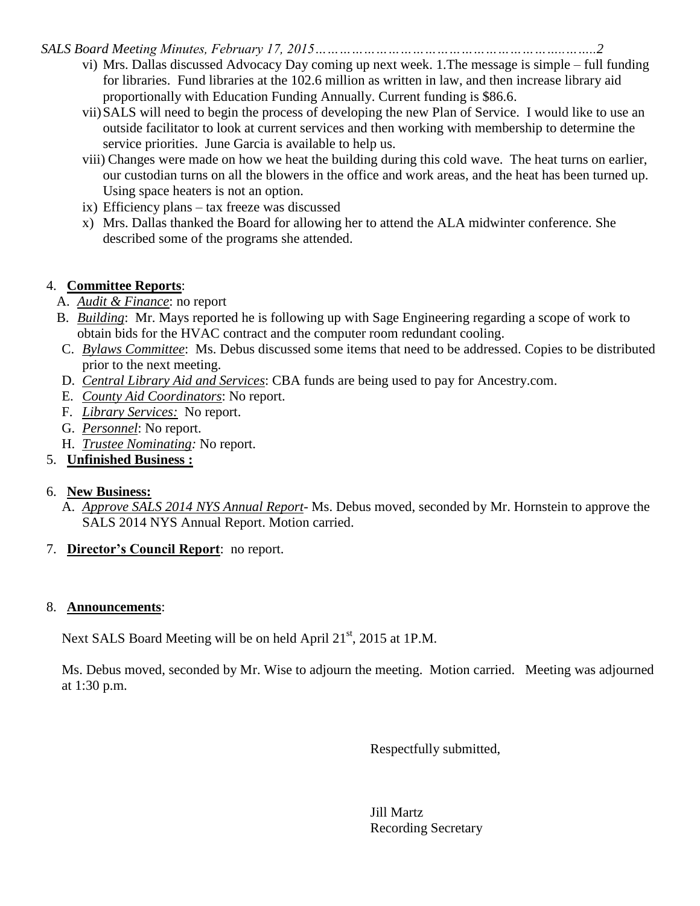vi) Mrs. Dallas discussed Advocacy Day coming up next week. 1.The message is simple – full funding for libraries. Fund libraries at the 102.6 million as written in law, and then increase library aid proportionally with Education Funding Annually. Current funding is $86.6.

vii) SALS will need to begin the process of developing the new Plan of Service. I would like to use an outside facilitator to look at current services and then working with membership to determine the service priorities. June Garcia is available to help us.

viii) Changes were made on how we heat the building during this cold wave. The heat turns on earlier, our custodian turns on all the blowers in the office and work areas, and the heat has been turned up. Using space heaters is not an option.

ix) Efficiency plans – tax freeze was discussed

x) Mrs. Dallas thanked the Board for allowing her to attend the ALA midwinter conference. She described some of the programs she attended.

4. **Committee Reports**:

   A. *Audit & Finance*: no report

   B. *Building*: Mr. Mays reported he is following up with Sage Engineering regarding a scope of work to obtain bids for the HVAC contract and the computer room redundant cooling.

   C. *Bylaws Committee*: Ms. Debus discussed some items that need to be addressed. Copies to be distributed prior to the next meeting.

   D. *Central Library Aid and Services*: CBA funds are being used to pay for Ancestry.com.

   E. *County Aid Coordinators*: No report.

   F. *Library Services:* No report.

   G. *Personnel*: No report.

   H. *Trustee Nominating:* No report.

5. **Unfinished Business :**

6. **New Business:**

   A. *Approve SALS 2014 NYS Annual Report*- Ms. Debus moved, seconded by Mr. Hornstein to approve the SALS 2014 NYS Annual Report. Motion carried.

7. **Director's Council Report**: no report.

8. **Announcements**:

Next SALS Board Meeting will be on held April 21st, 2015 at 1P.M.

Ms. Debus moved, seconded by Mr. Wise to adjourn the meeting. Motion carried. Meeting was adjourned at 1:30 p.m.

Respectfully submitted,

Jill Martz
Recording Secretary